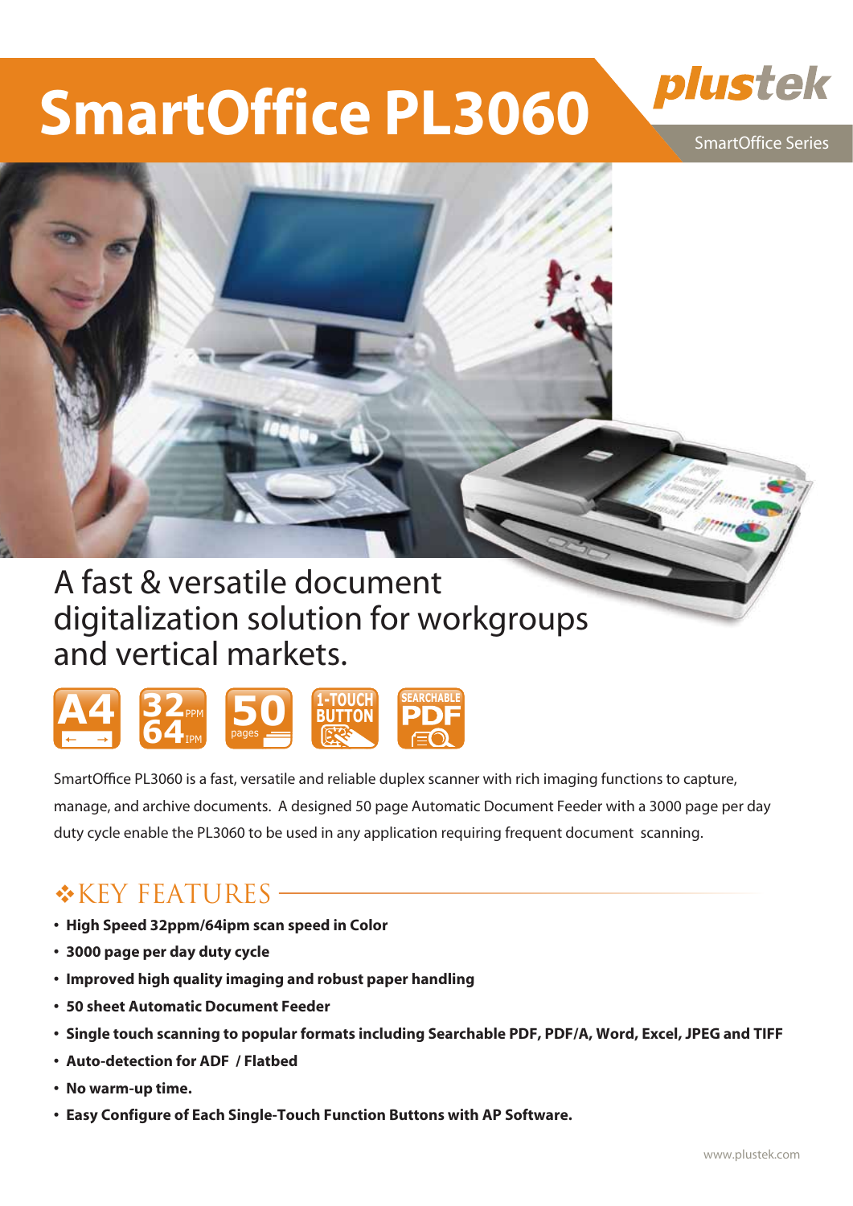# SmartOffice PL3060

plustek

SmartOffice Series

## A fast & versatile document digitalization solution for workgroups and vertical markets.

A4 | 32 PPM / 64 IPM | 50 pages | 1-TOUCH BUTTON | SEARCHABLE PDF

SmartOffice PL3060 is a fast, versatile and reliable duplex scanner with rich imaging functions to capture, manage, and archive documents. A designed 50 page Automatic Document Feeder with a 3000 page per day duty cycle enable the PL3060 to be used in any application requiring frequent document scanning.

## ❖KEY FEATURES

- **High Speed 32ppm/64ipm scan speed in Color**
- **3000 page per day duty cycle**
- **Improved high quality imaging and robust paper handling**
- **50 sheet Automatic Document Feeder**
- **Single touch scanning to popular formats including Searchable PDF, PDF/A, Word, Excel, JPEG and TIFF**
- **Auto-detection for ADF / Flatbed**
- **No warm-up time.**
- **Easy Configure of Each Single-Touch Function Buttons with AP Software.**

www.plustek.com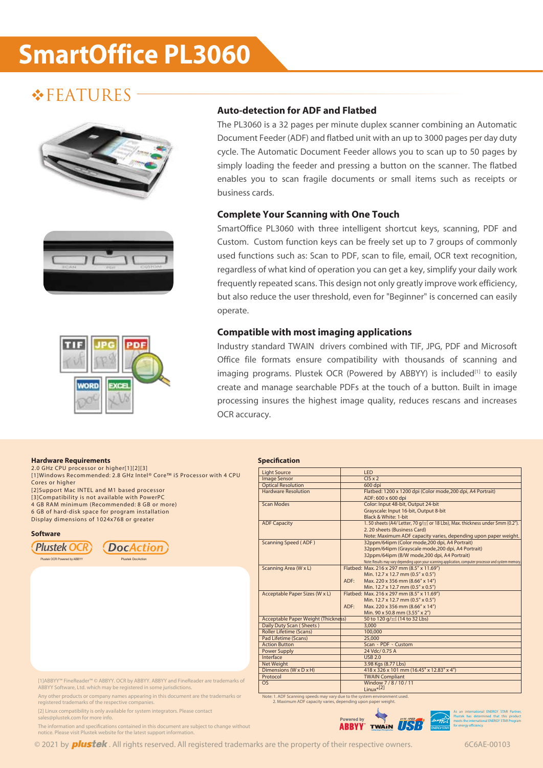# SmartOffice PL3060

## ❖FEATURES

### Auto-detection for ADF and Flatbed

The PL3060 is a 32 pages per minute duplex scanner combining an Automatic Document Feeder (ADF) and flatbed unit with an up to 3000 pages per day duty cycle. The Automatic Document Feeder allows you to scan up to 50 pages by simply loading the feeder and pressing a button on the scanner. The flatbed enables you to scan fragile documents or small items such as receipts or business cards.

### Complete Your Scanning with One Touch

SmartOffice PL3060 with three intelligent shortcut keys, scanning, PDF and Custom. Custom function keys can be freely set up to 7 groups of commonly used functions such as: Scan to PDF, scan to file, email, OCR text recognition, regardless of what kind of operation you can get a key, simplify your daily work frequently repeated scans. This design not only greatly improve work efficiency, but also reduce the user threshold, even for "Beginner" is concerned can easily operate.

### Compatible with most imaging applications

Industry standard TWAIN drivers combined with TIF, JPG, PDF and Microsoft Office file formats ensure compatibility with thousands of scanning and imaging programs. Plustek OCR (Powered by ABBYY) is included[1] to easily create and manage searchable PDFs at the touch of a button. Built in image processing insures the highest image quality, reduces rescans and increases OCR accuracy.

#### Hardware Requirements

2.0 GHz CPU processor or higher[1][2][3]
[1]Windows Recommended: 2.8 GHz Intel® Core™ i5 Processor with 4 CPU Cores or higher
[2]Support Mac INTEL and M1 based processor
[3]Compatibility is not available with PowerPC
4 GB RAM minimum (Recommended: 8 GB or more)
6 GB of hard-disk space for program installation
Display dimensions of 1024x768 or greater

#### Software

Plustek OCR — Plustek OCR Powered by ABBYY
DocAction — Plustek DocAction

#### Specification

| | |
|---|---|
| Light Source | LED |
| Image Sensor | CIS x 2 |
| Optical Resolution | 600 dpi |
| Hardware Resolution | Flatbed: 1200 x 1200 dpi (Color mode,200 dpi, A4 Portrait)<br>ADF: 600 x 600 dpi |
| Scan Modes | Color: Input 48-bit, Output 24-bit<br>Grayscale: Input 16-bit, Output 8-bit<br>Black & White: 1-bit |
| ADF Capacity | 1. 50 sheets (A4/ Letter, 70 g/㎡ or 18 Lbs), Max. thickness under 5mm (0.2").<br>2. 20 sheets (Business Card)<br>Note: Maximum ADF capacity varies, depending upon paper weight. |
| Scanning Speed ( ADF ) | 32ppm/64ipm (Color mode,200 dpi, A4 Portrait)<br>32ppm/64ipm (Grayscale mode,200 dpi, A4 Portrait)<br>32ppm/64ipm (B/W mode,200 dpi, A4 Portrait)<br>Note: Results may vary depending upon your scanning application, computer processor and system memory. |
| Scanning Area (W x L) | Flatbed: Max. 216 x 297 mm (8.5" x 11.69")<br>Min. 12.7 x 12.7 mm (0.5" x 0.5")<br>ADF: Max. 220 x 356 mm (8.66" x 14")<br>Min. 12.7 x 12.7 mm (0.5" x 0.5") |
| Acceptable Paper Sizes (W x L) | Flatbed: Max. 216 x 297 mm (8.5" x 11.69")<br>Min. 12.7 x 12.7 mm (0.5" x 0.5")<br>ADF: Max. 220 x 356 mm (8.66" x 14")<br>Min. 90 x 50.8 mm (3.55" x 2") |
| Acceptable Paper Weight (Thickness) | 50 to 120 g/㎡ (14 to 32 Lbs) |
| Daily Duty Scan ( Sheets ) | 3,000 |
| Roller Lifetime (Scans) | 100,000 |
| Pad Lifetime (Scans) | 25,000 |
| Action Button | Scan 、PDF 、Custom |
| Power Supply | 24 Vdc/ 0.75 A |
| Interface | USB 2.0 |
| Net Weight | 3.98 Kgs (8.77 Lbs) |
| Dimensions (W x D x H) | 418 x 326 x 101 mm (16.45" x 12.83" x 4") |
| Protocol | TWAIN Compliant |
| OS | Window 7 / 8 / 10 / 11<br>Linux*[2] |

Note: 1. ADF Scanning speeds may vary due to the system environment used.
2. Maximum ADF capacity varies, depending upon paper weight.

[1]ABBYY™ FineReader™ © ABBYY. OCR by ABBYY. ABBYY and FineReader are trademarks of ABBYY Software, Ltd. which may be registered in some jurisdictions.

Any other products or company names appearing in this document are the trademarks or registered trademarks of the respective companies.

[2] Linux compatibility is only available for system integrators. Please contact sales@plustek.com for more info.

The information and specifications contained in this document are subject to change without notice. Please visit Plustek website for the latest support information.

Powered by ABBYY   TWAIN   USB

As an international ENERGY STAR Partner, Plustek has determined that this product meets the international ENERGY STAR Program for energy efficiency.

© 2021 by plustek . All rights reserved. All registered trademarks are the property of their respective owners.

6C6AE-00103